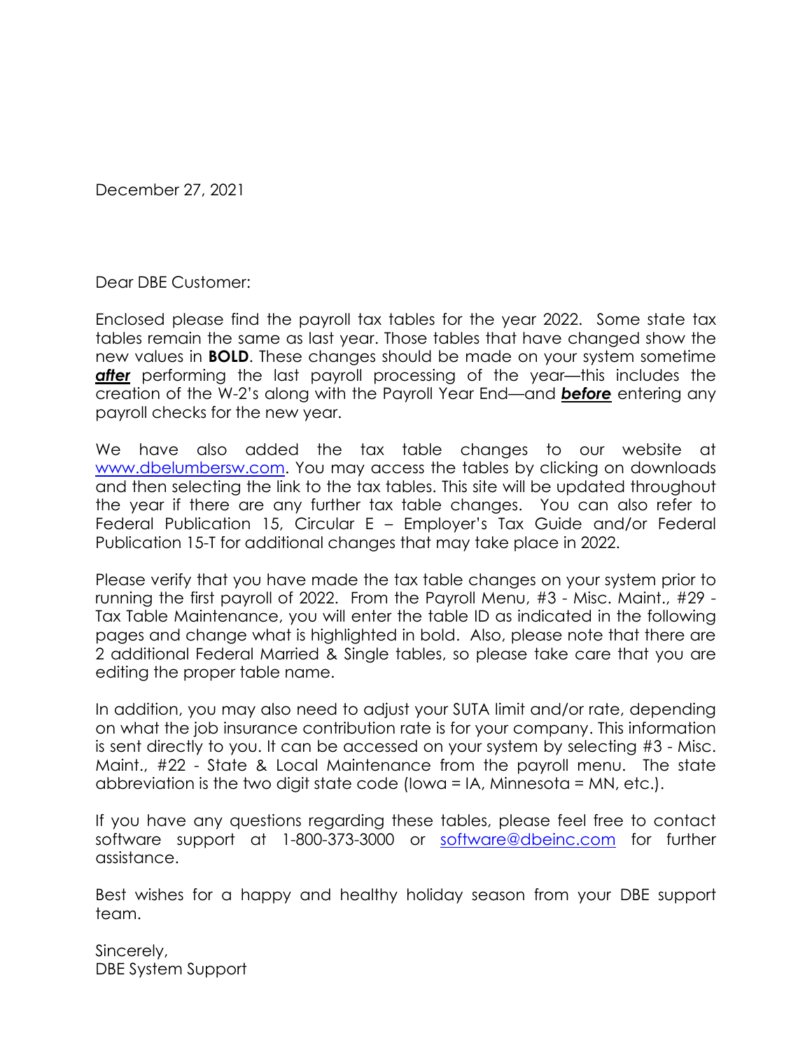December 27, 2021

Dear DBE Customer:

Enclosed please find the payroll tax tables for the year 2022. Some state tax tables remain the same as last year. Those tables that have changed show the new values in **BOLD**. These changes should be made on your system sometime ***after*** performing the last payroll processing of the year—this includes the creation of the W-2's along with the Payroll Year End—and ***before*** entering any payroll checks for the new year.

We have also added the tax table changes to our website at www.dbelumbersw.com. You may access the tables by clicking on downloads and then selecting the link to the tax tables. This site will be updated throughout the year if there are any further tax table changes. You can also refer to Federal Publication 15, Circular E – Employer's Tax Guide and/or Federal Publication 15-T for additional changes that may take place in 2022.

Please verify that you have made the tax table changes on your system prior to running the first payroll of 2022. From the Payroll Menu, #3 - Misc. Maint., #29 - Tax Table Maintenance, you will enter the table ID as indicated in the following pages and change what is highlighted in bold. Also, please note that there are 2 additional Federal Married & Single tables, so please take care that you are editing the proper table name.

In addition, you may also need to adjust your SUTA limit and/or rate, depending on what the job insurance contribution rate is for your company. This information is sent directly to you. It can be accessed on your system by selecting #3 - Misc. Maint., #22 - State & Local Maintenance from the payroll menu. The state abbreviation is the two digit state code (Iowa = IA, Minnesota = MN, etc.).

If you have any questions regarding these tables, please feel free to contact software support at 1-800-373-3000 or software@dbeinc.com for further assistance.

Best wishes for a happy and healthy holiday season from your DBE support team.

Sincerely,
DBE System Support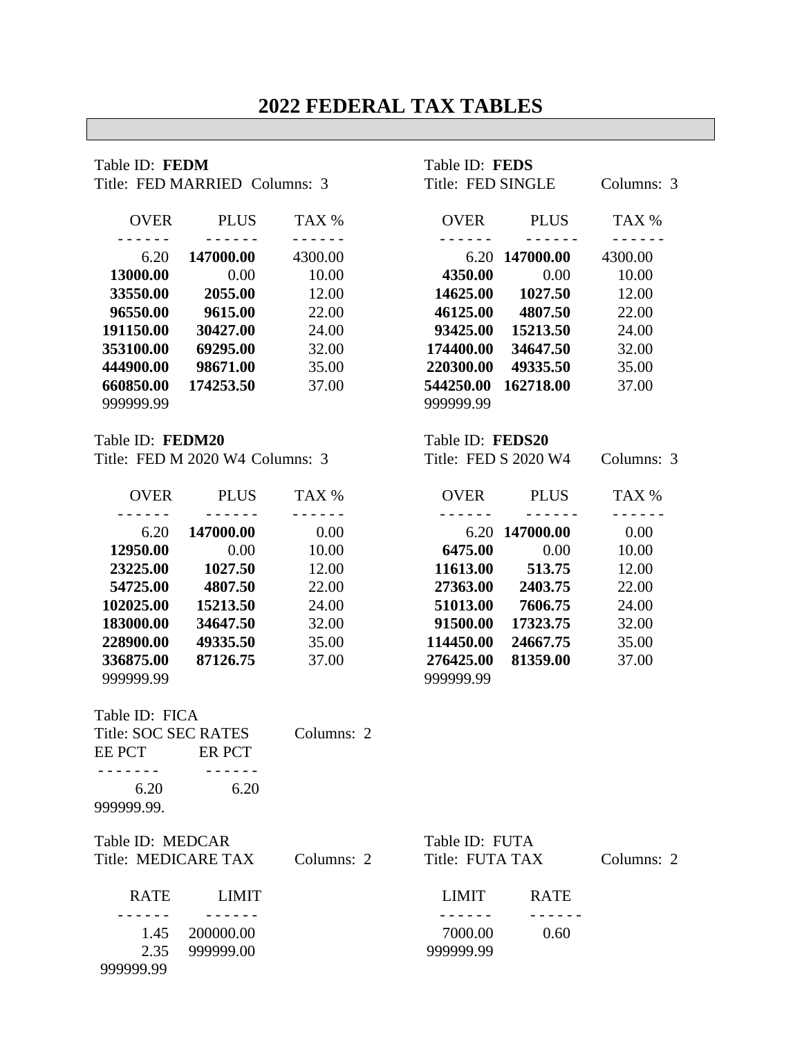# 2022 FEDERAL TAX TABLES

Table ID: **FEDM**
Title: FED MARRIED Columns: 3

| OVER | PLUS | TAX % |
|---|---|---|
| 6.20 | **147000.00** | 4300.00 |
| **13000.00** | 0.00 | 10.00 |
| **33550.00** | **2055.00** | 12.00 |
| **96550.00** | **9615.00** | 22.00 |
| **191150.00** | **30427.00** | 24.00 |
| **353100.00** | **69295.00** | 32.00 |
| **444900.00** | **98671.00** | 35.00 |
| **660850.00** | **174253.50** | 37.00 |
| 999999.99 | | |

Table ID: **FEDS**
Title: FED SINGLE Columns: 3

| OVER | PLUS | TAX % |
|---|---|---|
| 6.20 | **147000.00** | 4300.00 |
| **4350.00** | 0.00 | 10.00 |
| **14625.00** | **1027.50** | 12.00 |
| **46125.00** | **4807.50** | 22.00 |
| **93425.00** | **15213.50** | 24.00 |
| **174400.00** | **34647.50** | 32.00 |
| **220300.00** | **49335.50** | 35.00 |
| **544250.00** | **162718.00** | 37.00 |
| 999999.99 | | |

Table ID: **FEDM20**
Title: FED M 2020 W4 Columns: 3

| OVER | PLUS | TAX % |
|---|---|---|
| 6.20 | **147000.00** | 0.00 |
| **12950.00** | 0.00 | 10.00 |
| **23225.00** | **1027.50** | 12.00 |
| **54725.00** | **4807.50** | 22.00 |
| **102025.00** | **15213.50** | 24.00 |
| **183000.00** | **34647.50** | 32.00 |
| **228900.00** | **49335.50** | 35.00 |
| **336875.00** | **87126.75** | 37.00 |
| 999999.99 | | |

Table ID: **FEDS20**
Title: FED S 2020 W4 Columns: 3

| OVER | PLUS | TAX % |
|---|---|---|
| 6.20 | **147000.00** | 0.00 |
| **6475.00** | 0.00 | 10.00 |
| **11613.00** | **513.75** | 12.00 |
| **27363.00** | **2403.75** | 22.00 |
| **51013.00** | **7606.75** | 24.00 |
| **91500.00** | **17323.75** | 32.00 |
| **114450.00** | **24667.75** | 35.00 |
| **276425.00** | **81359.00** | 37.00 |
| 999999.99 | | |

Table ID: FICA
Title: SOC SEC RATES Columns: 2

| EE PCT | ER PCT |
|---|---|
| 6.20 | 6.20 |
| 999999.99. | |

Table ID: MEDCAR
Title: MEDICARE TAX Columns: 2

| RATE | LIMIT |
|---|---|
| 1.45 | 200000.00 |
| 2.35 | 999999.00 |
| 999999.99 | |

Table ID: FUTA
Title: FUTA TAX Columns: 2

| LIMIT | RATE |
|---|---|
| 7000.00 | 0.60 |
| 999999.99 | |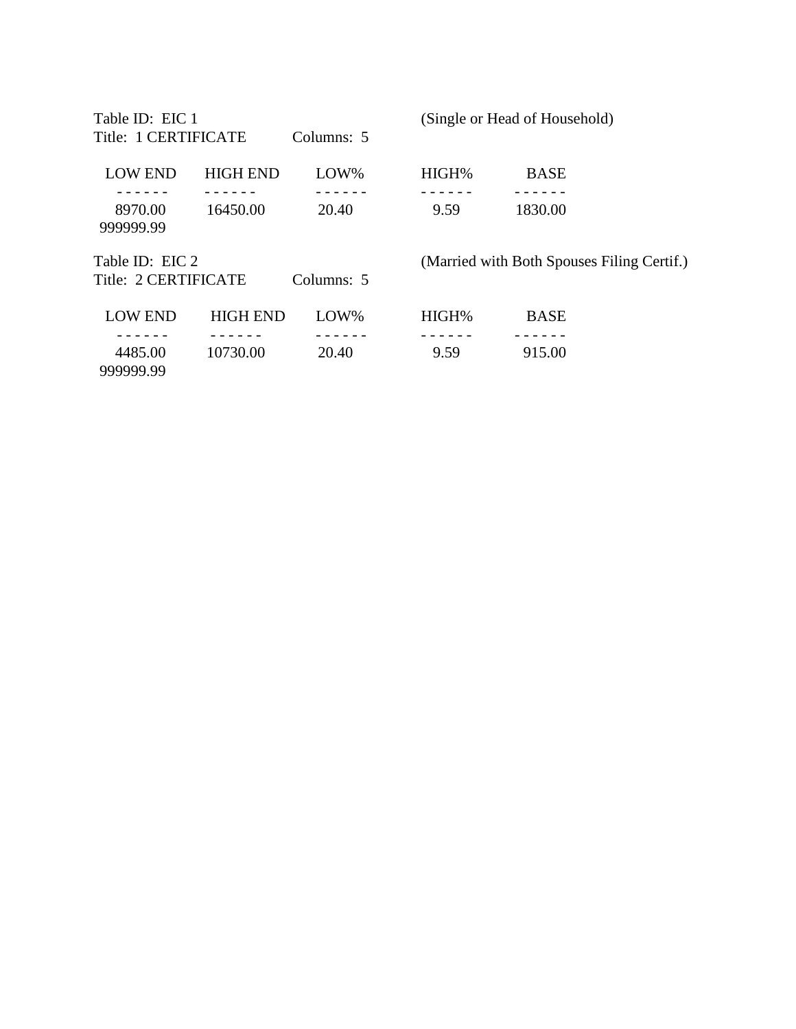Table ID: EIC 1 (Single or Head of Household)
Title: 1 CERTIFICATE Columns: 5

| LOW END | HIGH END | LOW% | HIGH% | BASE |
|---|---|---|---|---|
| 8970.00 | 16450.00 | 20.40 | 9.59 | 1830.00 |
| 999999.99 | | | | |

Table ID: EIC 2 (Married with Both Spouses Filing Certif.)
Title: 2 CERTIFICATE Columns: 5

| LOW END | HIGH END | LOW% | HIGH% | BASE |
|---|---|---|---|---|
| 4485.00 | 10730.00 | 20.40 | 9.59 | 915.00 |
| 999999.99 | | | | |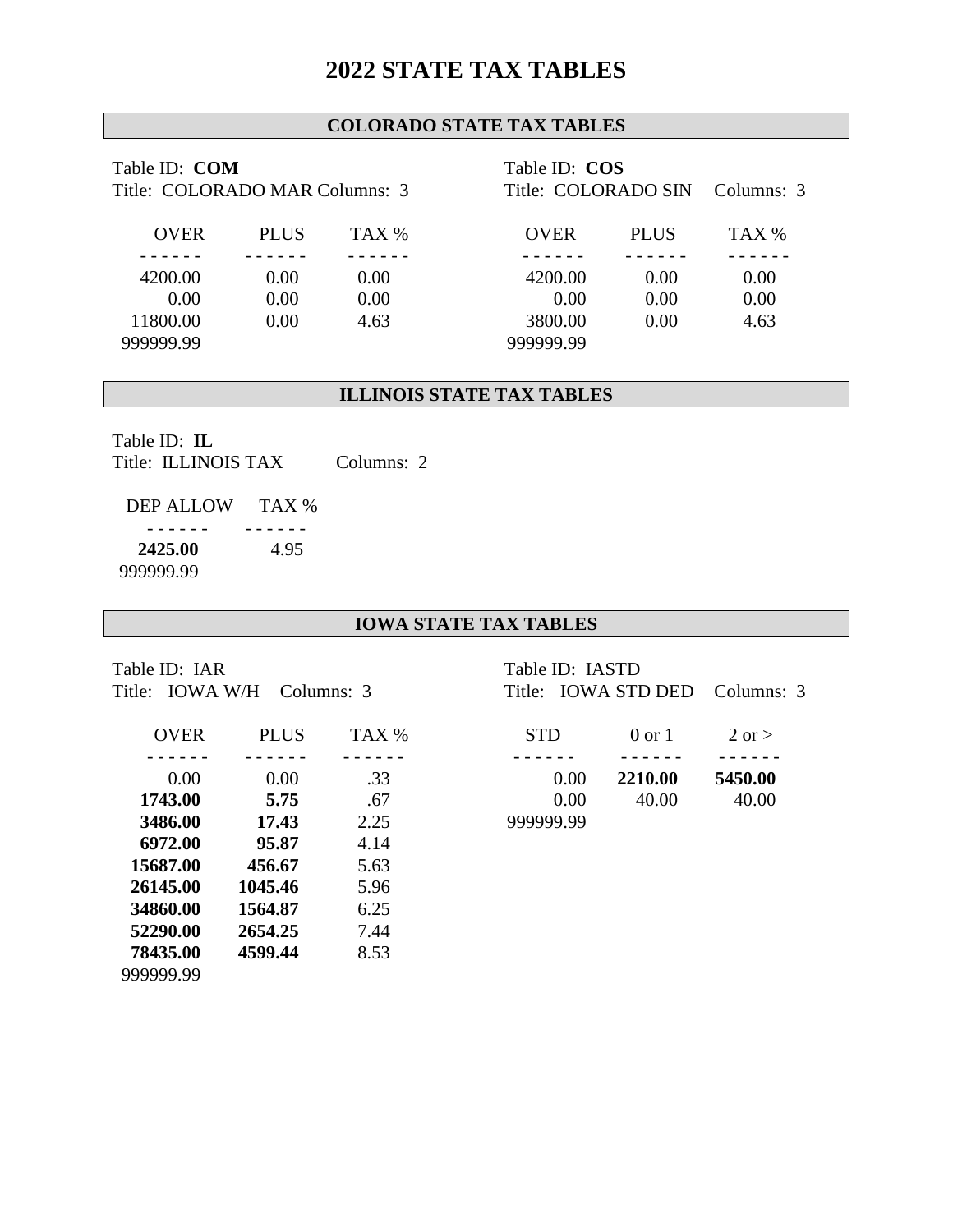# 2022 STATE TAX TABLES

## COLORADO STATE TAX TABLES

Table ID: **COM**
Title: COLORADO MAR Columns: 3

| OVER | PLUS | TAX % |
|---|---|---|
| 4200.00 | 0.00 | 0.00 |
| 0.00 | 0.00 | 0.00 |
| 11800.00 | 0.00 | 4.63 |
| 999999.99 | | |

Table ID: **COS**
Title: COLORADO SIN Columns: 3

| OVER | PLUS | TAX % |
|---|---|---|
| 4200.00 | 0.00 | 0.00 |
| 0.00 | 0.00 | 0.00 |
| 3800.00 | 0.00 | 4.63 |
| 999999.99 | | |

## ILLINOIS STATE TAX TABLES

Table ID: **IL**
Title: ILLINOIS TAX Columns: 2

| DEP ALLOW | TAX % |
|---|---|
| **2425.00** | 4.95 |
| 999999.99 | |

## IOWA STATE TAX TABLES

Table ID: IAR
Title: IOWA W/H Columns: 3

| OVER | PLUS | TAX % |
|---|---|---|
| 0.00 | 0.00 | .33 |
| **1743.00** | **5.75** | .67 |
| **3486.00** | **17.43** | 2.25 |
| **6972.00** | **95.87** | 4.14 |
| **15687.00** | **456.67** | 5.63 |
| **26145.00** | **1045.46** | 5.96 |
| **34860.00** | **1564.87** | 6.25 |
| **52290.00** | **2654.25** | 7.44 |
| **78435.00** | **4599.44** | 8.53 |
| 999999.99 | | |

Table ID: IASTD
Title: IOWA STD DED Columns: 3

| STD | 0 or 1 | 2 or > |
|---|---|---|
| 0.00 | **2210.00** | **5450.00** |
| 0.00 | 40.00 | 40.00 |
| 999999.99 | | |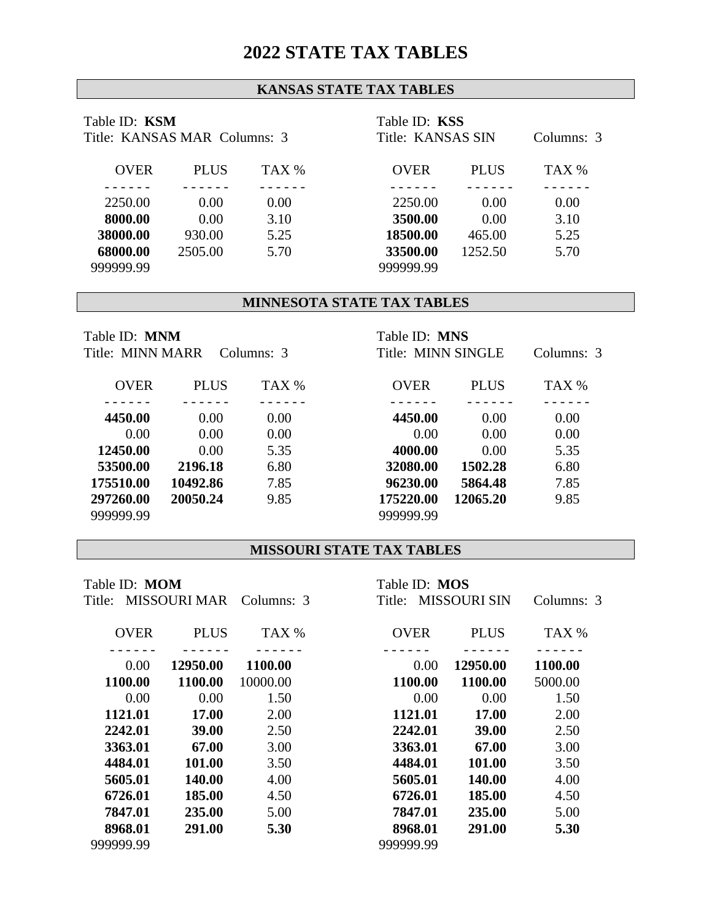# 2022 STATE TAX TABLES

## KANSAS STATE TAX TABLES

Table ID: **KSM**
Title: KANSAS MAR Columns: 3

| OVER | PLUS | TAX % |
|---|---|---|
| 2250.00 | 0.00 | 0.00 |
| **8000.00** | 0.00 | 3.10 |
| **38000.00** | 930.00 | 5.25 |
| **68000.00** | 2505.00 | 5.70 |
| 999999.99 | | |

Table ID: **KSS**
Title: KANSAS SIN Columns: 3

| OVER | PLUS | TAX % |
|---|---|---|
| 2250.00 | 0.00 | 0.00 |
| **3500.00** | 0.00 | 3.10 |
| **18500.00** | 465.00 | 5.25 |
| **33500.00** | 1252.50 | 5.70 |
| 999999.99 | | |

## MINNESOTA STATE TAX TABLES

Table ID: **MNM**
Title: MINN MARR Columns: 3

| OVER | PLUS | TAX % |
|---|---|---|
| **4450.00** | 0.00 | 0.00 |
| 0.00 | 0.00 | 0.00 |
| **12450.00** | 0.00 | 5.35 |
| **53500.00** | **2196.18** | 6.80 |
| **175510.00** | **10492.86** | 7.85 |
| **297260.00** | **20050.24** | 9.85 |
| 999999.99 | | |

Table ID: **MNS**
Title: MINN SINGLE Columns: 3

| OVER | PLUS | TAX % |
|---|---|---|
| **4450.00** | 0.00 | 0.00 |
| 0.00 | 0.00 | 0.00 |
| **4000.00** | 0.00 | 5.35 |
| **32080.00** | **1502.28** | 6.80 |
| **96230.00** | **5864.48** | 7.85 |
| **175220.00** | **12065.20** | 9.85 |
| 999999.99 | | |

## MISSOURI STATE TAX TABLES

Table ID: **MOM**
Title: MISSOURI MAR Columns: 3

| OVER | PLUS | TAX % |
|---|---|---|
| 0.00 | **12950.00** | **1100.00** |
| **1100.00** | **1100.00** | 10000.00 |
| 0.00 | 0.00 | 1.50 |
| **1121.01** | **17.00** | 2.00 |
| **2242.01** | **39.00** | 2.50 |
| **3363.01** | **67.00** | 3.00 |
| **4484.01** | **101.00** | 3.50 |
| **5605.01** | **140.00** | 4.00 |
| **6726.01** | **185.00** | 4.50 |
| **7847.01** | **235.00** | 5.00 |
| **8968.01** | **291.00** | **5.30** |
| 999999.99 | | |

Table ID: **MOS**
Title: MISSOURI SIN Columns: 3

| OVER | PLUS | TAX % |
|---|---|---|
| 0.00 | **12950.00** | **1100.00** |
| **1100.00** | **1100.00** | 5000.00 |
| 0.00 | 0.00 | 1.50 |
| **1121.01** | **17.00** | 2.00 |
| **2242.01** | **39.00** | 2.50 |
| **3363.01** | **67.00** | 3.00 |
| **4484.01** | **101.00** | 3.50 |
| **5605.01** | **140.00** | 4.00 |
| **6726.01** | **185.00** | 4.50 |
| **7847.01** | **235.00** | 5.00 |
| **8968.01** | **291.00** | **5.30** |
| 999999.99 | | |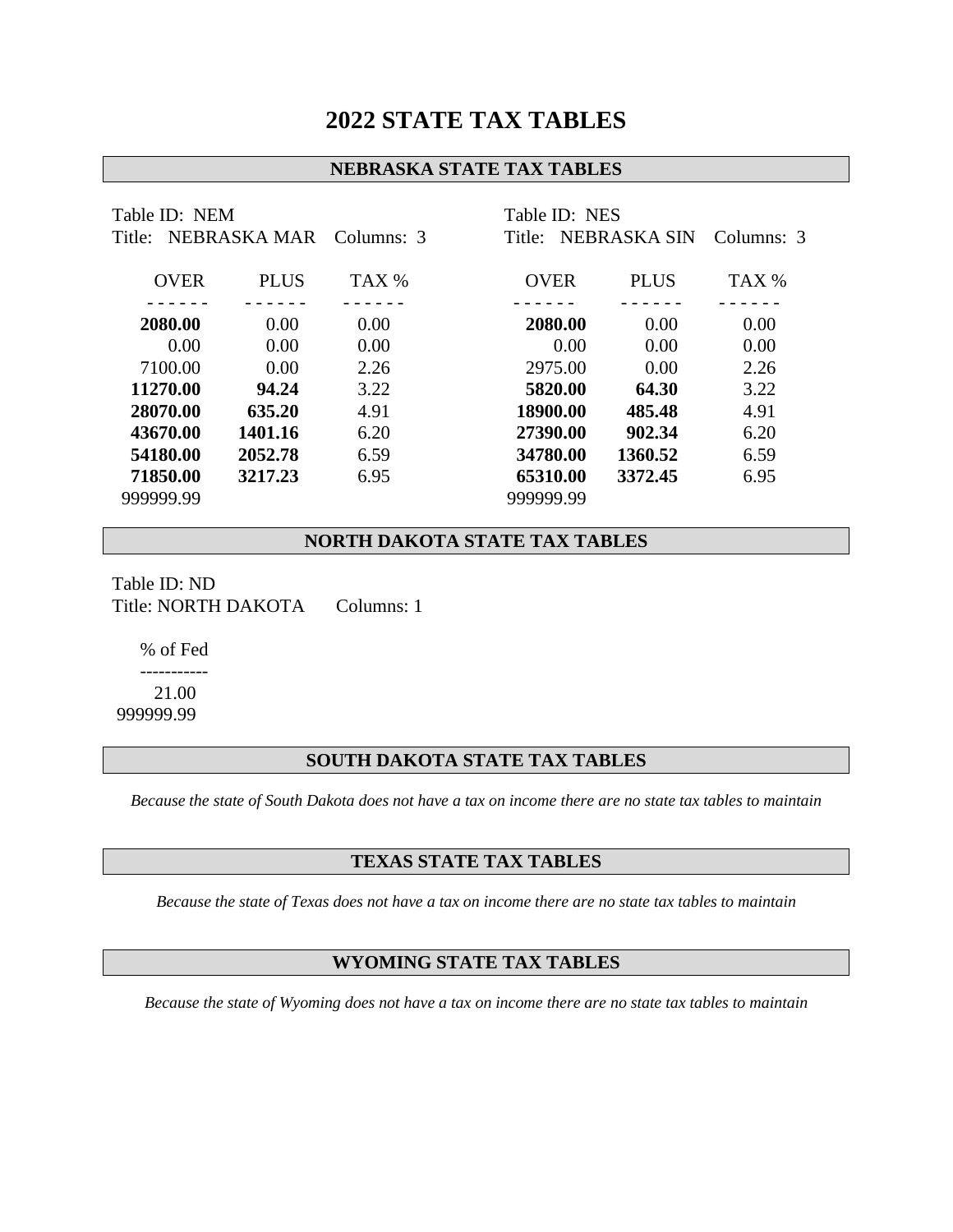# 2022 STATE TAX TABLES

## NEBRASKA STATE TAX TABLES

Table ID: NEM
Title: NEBRASKA MAR Columns: 3

| OVER | PLUS | TAX % |
|---|---|---|
| **2080.00** | 0.00 | 0.00 |
| 0.00 | 0.00 | 0.00 |
| 7100.00 | 0.00 | 2.26 |
| **11270.00** | **94.24** | 3.22 |
| **28070.00** | **635.20** | 4.91 |
| **43670.00** | **1401.16** | 6.20 |
| **54180.00** | **2052.78** | 6.59 |
| **71850.00** | **3217.23** | 6.95 |
| 999999.99 | | |

Table ID: NES
Title: NEBRASKA SIN Columns: 3

| OVER | PLUS | TAX % |
|---|---|---|
| **2080.00** | 0.00 | 0.00 |
| 0.00 | 0.00 | 0.00 |
| 2975.00 | 0.00 | 2.26 |
| **5820.00** | **64.30** | 3.22 |
| **18900.00** | **485.48** | 4.91 |
| **27390.00** | **902.34** | 6.20 |
| **34780.00** | **1360.52** | 6.59 |
| **65310.00** | **3372.45** | 6.95 |
| 999999.99 | | |

## NORTH DAKOTA STATE TAX TABLES

Table ID: ND
Title: NORTH DAKOTA Columns: 1

| % of Fed |
|---|
| 21.00 |
| 999999.99 |

## SOUTH DAKOTA STATE TAX TABLES

*Because the state of South Dakota does not have a tax on income there are no state tax tables to maintain*

## TEXAS STATE TAX TABLES

*Because the state of Texas does not have a tax on income there are no state tax tables to maintain*

## WYOMING STATE TAX TABLES

*Because the state of Wyoming does not have a tax on income there are no state tax tables to maintain*